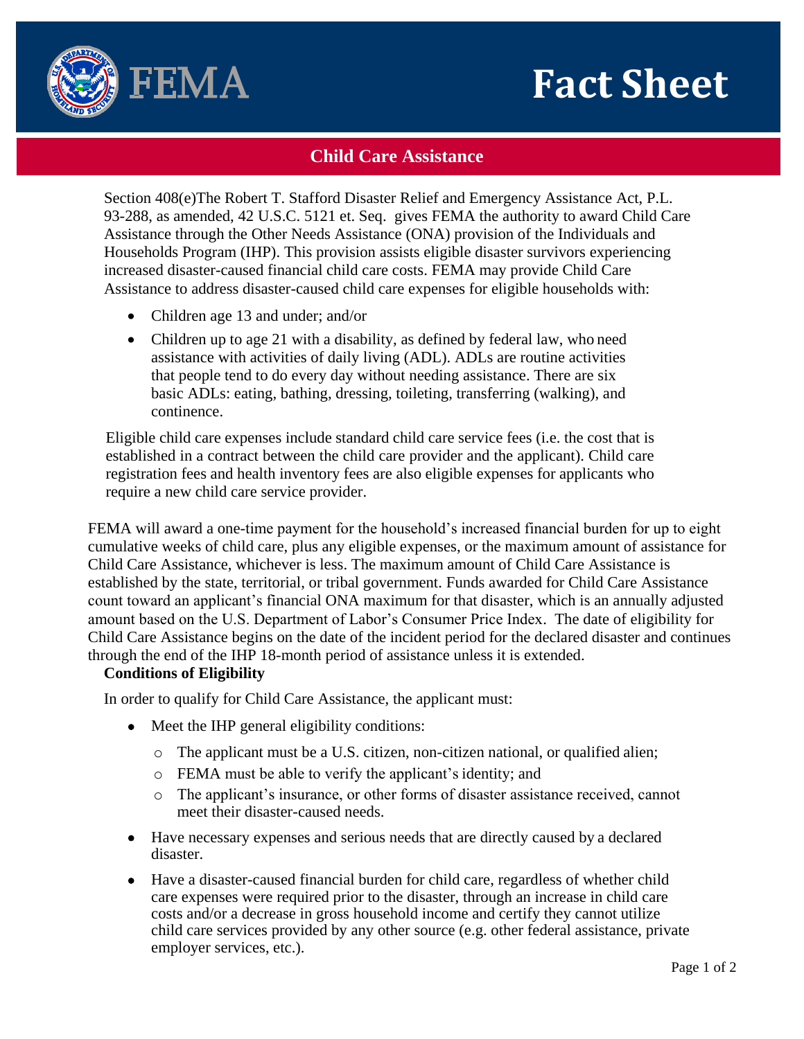# Fact Sheet

## Child Care Assistance

Section 408(e)The Robert T. Stafford Disaster Relief and Emergency Assistance Act, P.L. 93-288, as amended, 42 U.S.C. 5121 et. Seq. gives FEMA the authority to award Child Care Assistance through the Other Needs Assistance (ONA) provision of the Individuals and Households Program (IHP). This provision assists eligible disaster survivors experiencing increased disaster-caused financial child care costs. FEMA may provide Child Care Assistance to address disaster-caused child care expenses for eligible households with:

- Children age 13 and under; and/or
- Children up to age 21 with a disability, as defined by federal law, who need assistance with activities of daily living (ADL). ADLs are routine activities that people tend to do every day without needing assistance. There are six basic ADLs: eating, bathing, dressing, toileting, transferring (walking), and continence.

Eligible child care expenses include standard child care service fees (i.e. the cost that is established in a contract between the child care provider and the applicant). Child care registration fees and health inventory fees are also eligible expenses for applicants who require a new child care service provider.

FEMA will award a one-time payment for the household's increased financial burden for up to eight cumulative weeks of child care, plus any eligible expenses, or the maximum amount of assistance for Child Care Assistance, whichever is less. The maximum amount of Child Care Assistance is established by the state, territorial, or tribal government. Funds awarded for Child Care Assistance count toward an applicant's financial ONA maximum for that disaster, which is an annually adjusted amount based on the U.S. Department of Labor's Consumer Price Index. The date of eligibility for Child Care Assistance begins on the date of the incident period for the declared disaster and continues through the end of the IHP 18-month period of assistance unless it is extended.

**Conditions of Eligibility**

In order to qualify for Child Care Assistance, the applicant must:

- Meet the IHP general eligibility conditions:
  - The applicant must be a U.S. citizen, non-citizen national, or qualified alien;
  - FEMA must be able to verify the applicant's identity; and
  - The applicant's insurance, or other forms of disaster assistance received, cannot meet their disaster-caused needs.
- Have necessary expenses and serious needs that are directly caused by a declared disaster.
- Have a disaster-caused financial burden for child care, regardless of whether child care expenses were required prior to the disaster, through an increase in child care costs and/or a decrease in gross household income and certify they cannot utilize child care services provided by any other source (e.g. other federal assistance, private employer services, etc.).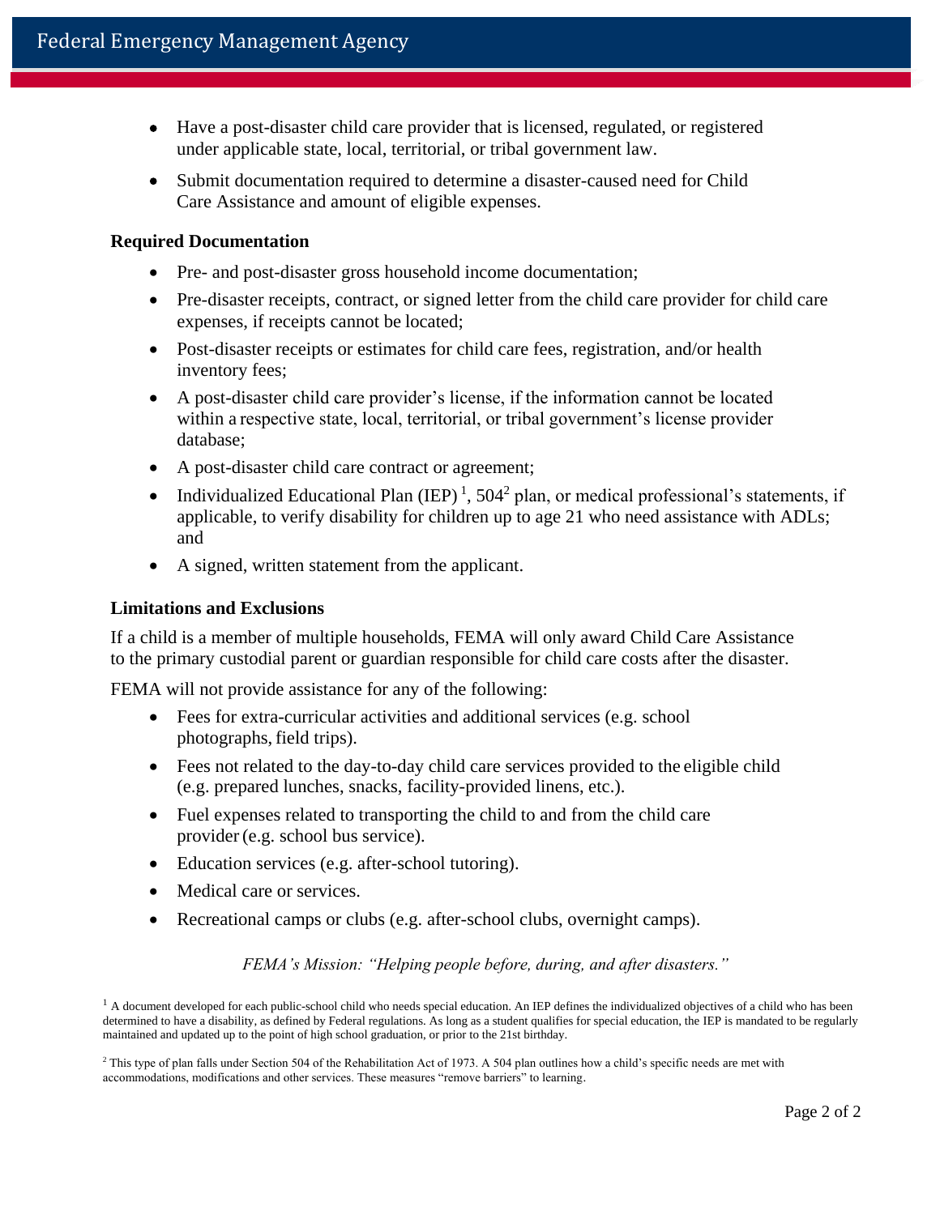- Have a post-disaster child care provider that is licensed, regulated, or registered under applicable state, local, territorial, or tribal government law.
- Submit documentation required to determine a disaster-caused need for Child Care Assistance and amount of eligible expenses.

**Required Documentation**

- Pre- and post-disaster gross household income documentation;
- Pre-disaster receipts, contract, or signed letter from the child care provider for child care expenses, if receipts cannot be located;
- Post-disaster receipts or estimates for child care fees, registration, and/or health inventory fees;
- A post-disaster child care provider's license, if the information cannot be located within a respective state, local, territorial, or tribal government's license provider database;
- A post-disaster child care contract or agreement;
- Individualized Educational Plan (IEP)[1], 504[2] plan, or medical professional's statements, if applicable, to verify disability for children up to age 21 who need assistance with ADLs; and
- A signed, written statement from the applicant.

**Limitations and Exclusions**

If a child is a member of multiple households, FEMA will only award Child Care Assistance to the primary custodial parent or guardian responsible for child care costs after the disaster.

FEMA will not provide assistance for any of the following:

- Fees for extra-curricular activities and additional services (e.g. school photographs, field trips).
- Fees not related to the day-to-day child care services provided to the eligible child (e.g. prepared lunches, snacks, facility-provided linens, etc.).
- Fuel expenses related to transporting the child to and from the child care provider (e.g. school bus service).
- Education services (e.g. after-school tutoring).
- Medical care or services.
- Recreational camps or clubs (e.g. after-school clubs, overnight camps).

*FEMA's Mission: "Helping people before, during, and after disasters."*

[1] A document developed for each public-school child who needs special education. An IEP defines the individualized objectives of a child who has been determined to have a disability, as defined by Federal regulations. As long as a student qualifies for special education, the IEP is mandated to be regularly maintained and updated up to the point of high school graduation, or prior to the 21st birthday.

[2] This type of plan falls under Section 504 of the Rehabilitation Act of 1973. A 504 plan outlines how a child's specific needs are met with accommodations, modifications and other services. These measures "remove barriers" to learning.